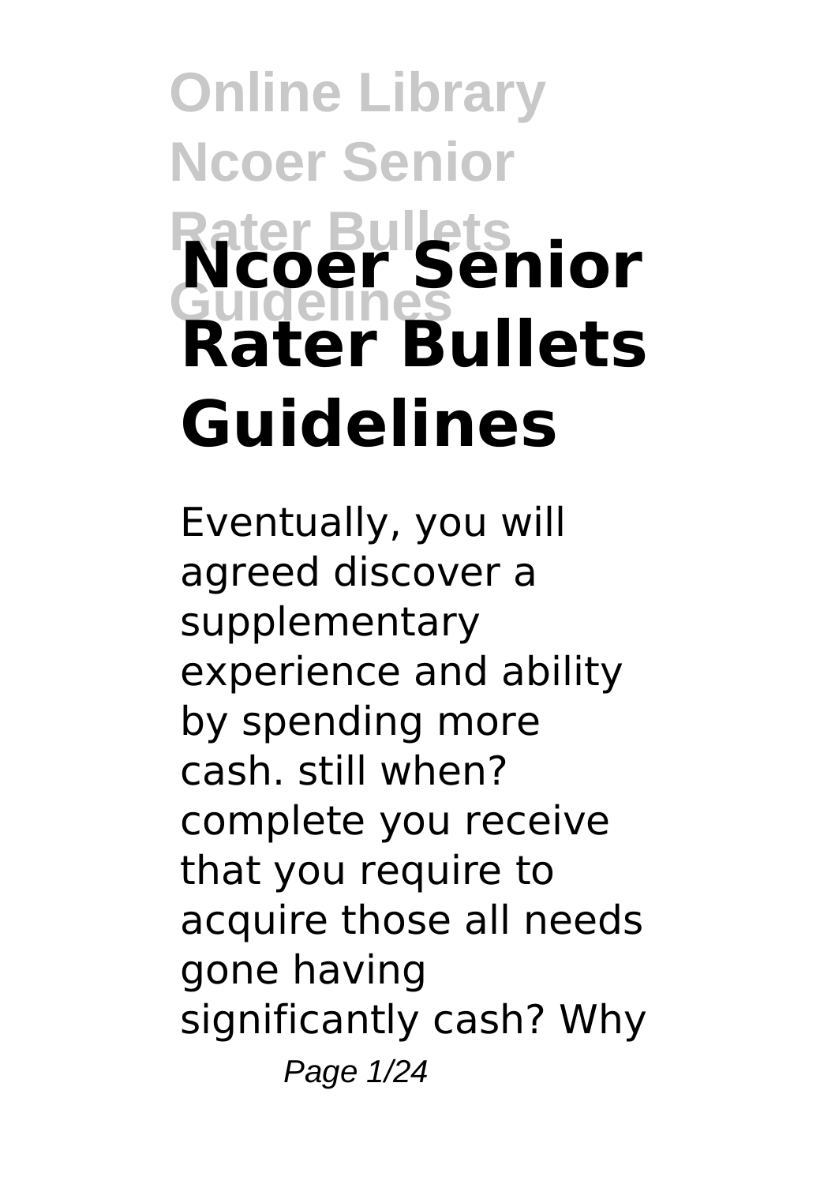# Ncoer Senior Rater Bullets Guidelines

Eventually, you will agreed discover a supplementary experience and ability by spending more cash. still when? complete you receive that you require to acquire those all needs gone having significantly cash? Why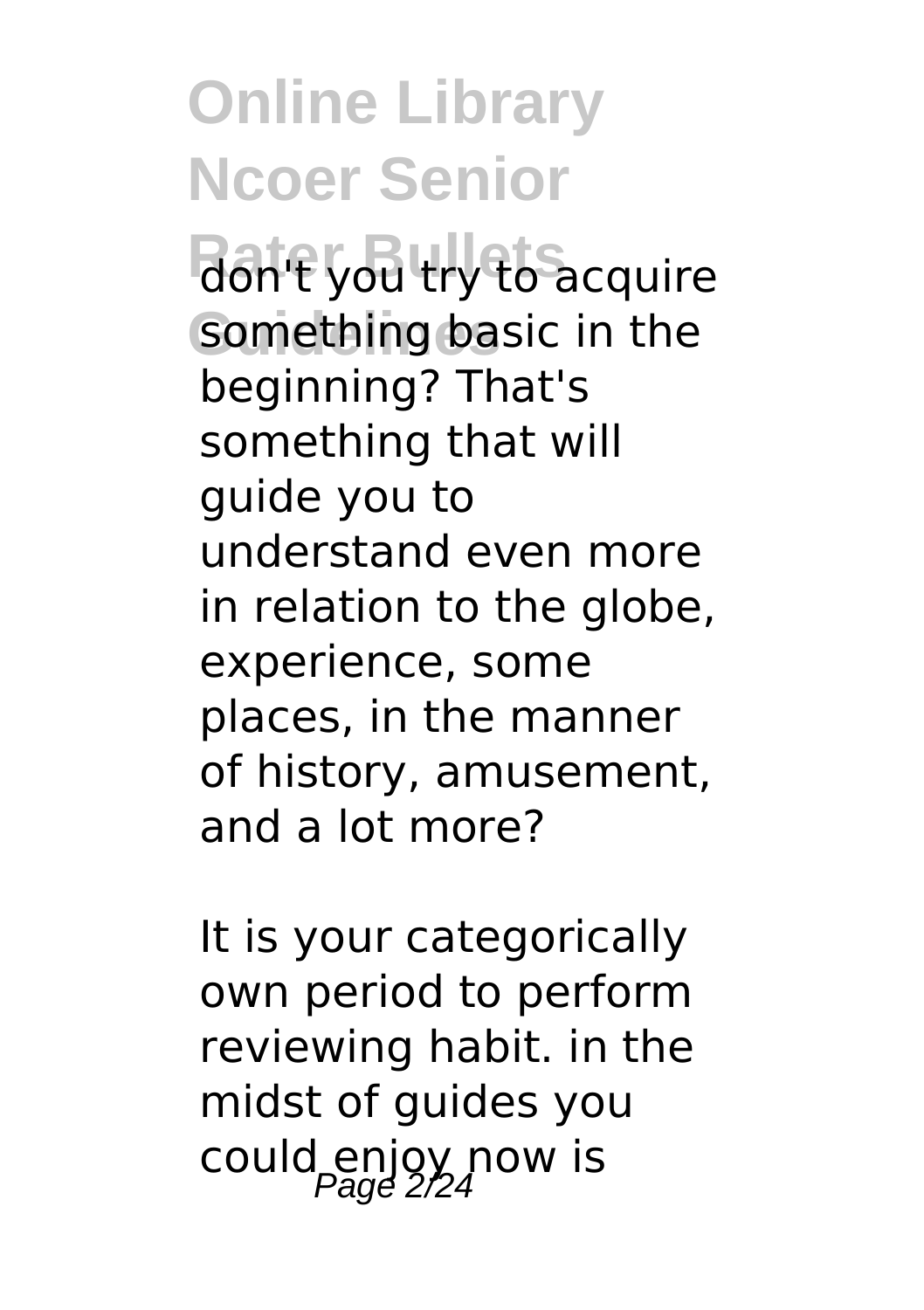don't you try to acquire something basic in the beginning? That's something that will guide you to understand even more in relation to the globe, experience, some places, in the manner of history, amusement, and a lot more?

It is your categorically own period to perform reviewing habit. in the midst of guides you could enjoy now is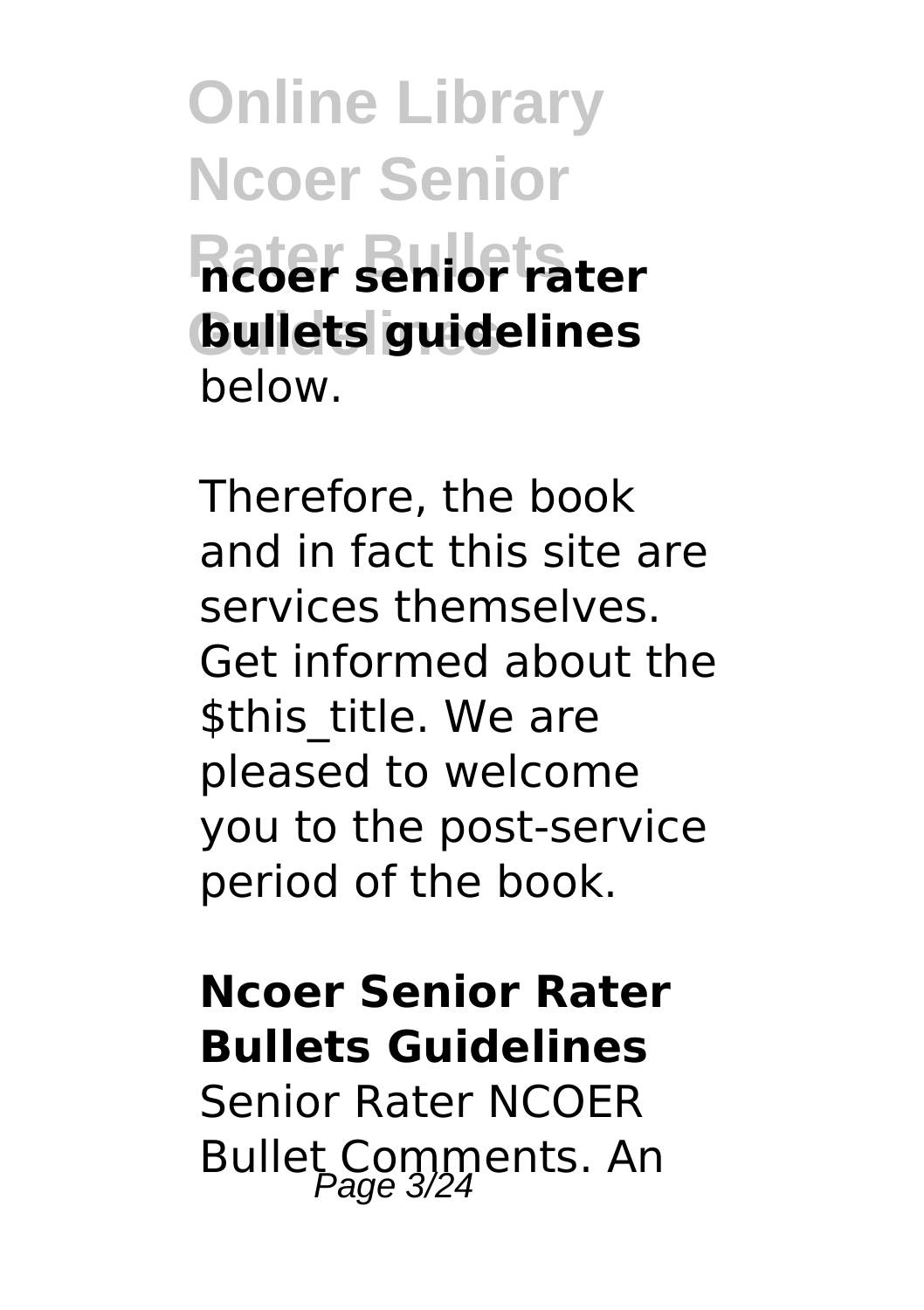**ncoer senior rater bullets guidelines** below.

Therefore, the book and in fact this site are services themselves. Get informed about the $this_title. We are pleased to welcome you to the post-service period of the book.

## Ncoer Senior Rater Bullets Guidelines

Senior Rater NCOER Bullet Comments. An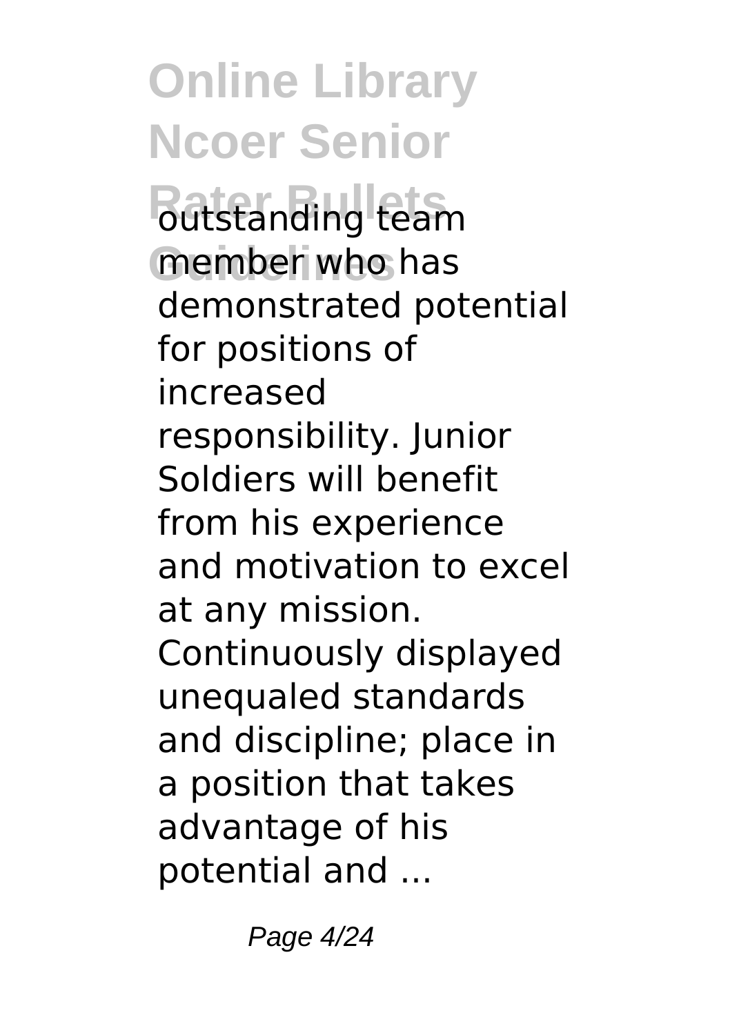outstanding team member who has demonstrated potential for positions of increased responsibility. Junior Soldiers will benefit from his experience and motivation to excel at any mission. Continuously displayed unequaled standards and discipline; place in a position that takes advantage of his potential and ...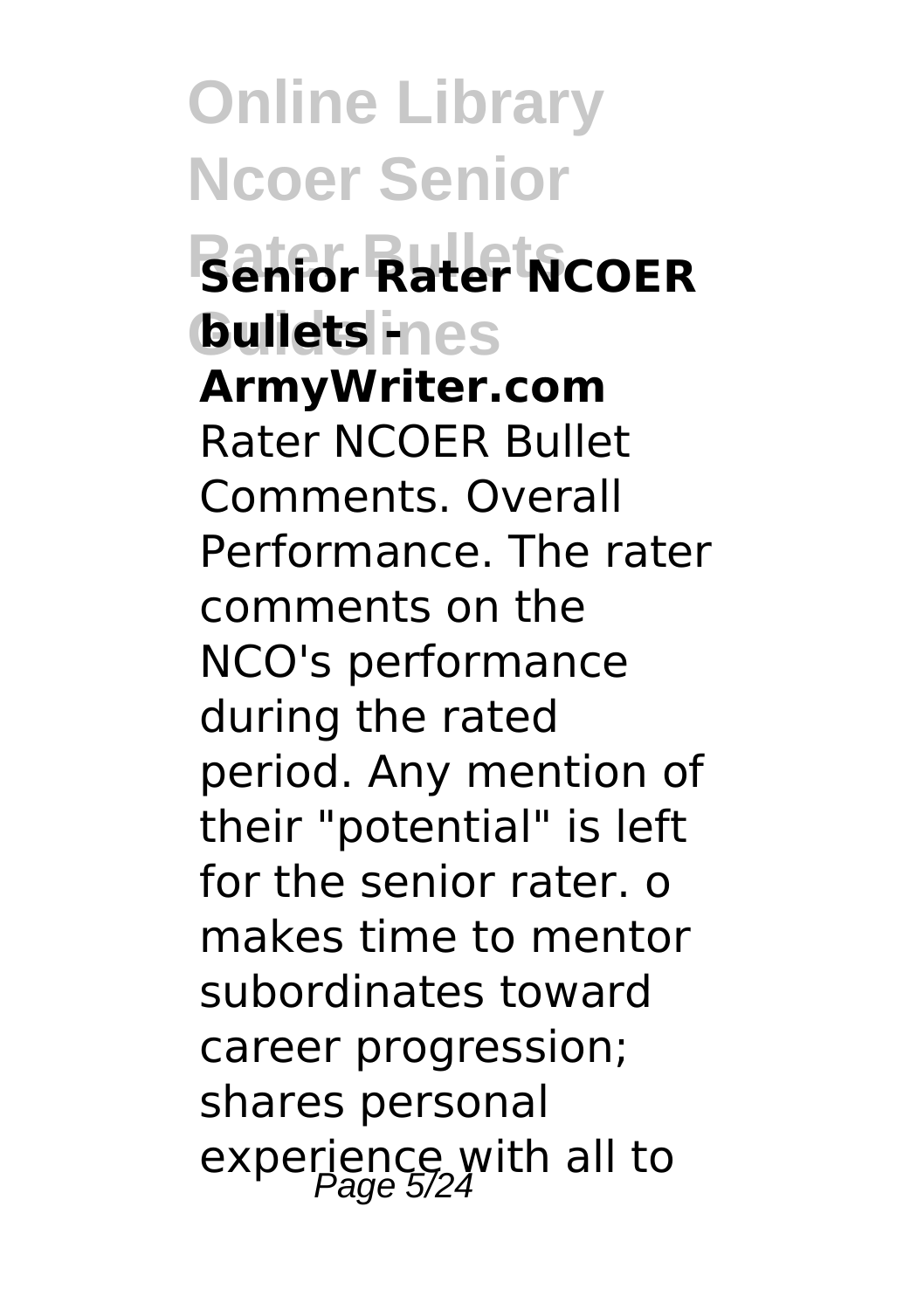**Senior Rater NCOER bullets - ArmyWriter.com**

Rater NCOER Bullet Comments. Overall Performance. The rater comments on the NCO's performance during the rated period. Any mention of their "potential" is left for the senior rater. o makes time to mentor subordinates toward career progression; shares personal experience with all to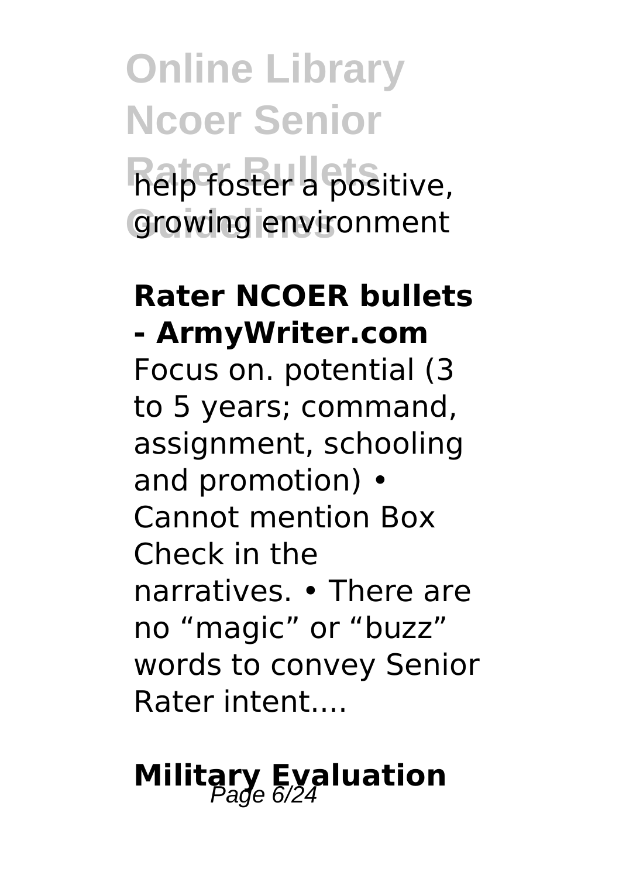help foster a positive, growing environment

**Rater NCOER bullets - ArmyWriter.com**

Focus on. potential (3 to 5 years; command, assignment, schooling and promotion) • Cannot mention Box Check in the narratives. • There are no "magic" or "buzz" words to convey Senior Rater intent....

## Military Evaluation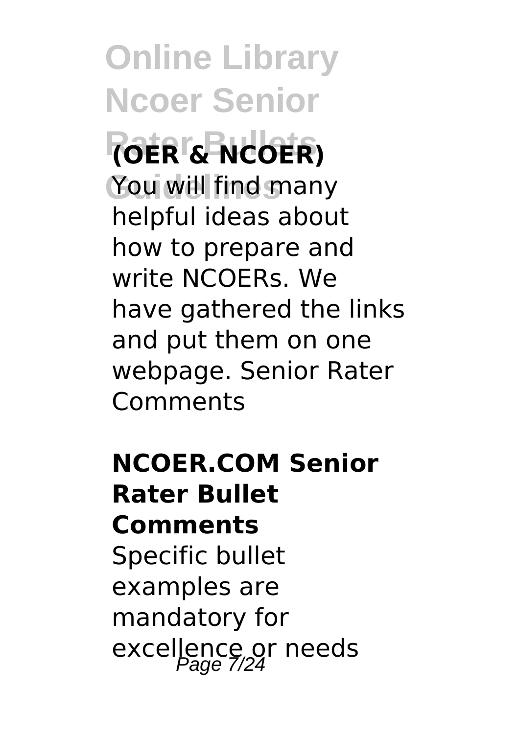**(OER & NCOER)**

You will find many helpful ideas about how to prepare and write NCOERs. We have gathered the links and put them on one webpage. Senior Rater Comments

**NCOER.COM Senior Rater Bullet Comments**

Specific bullet examples are mandatory for excellence or needs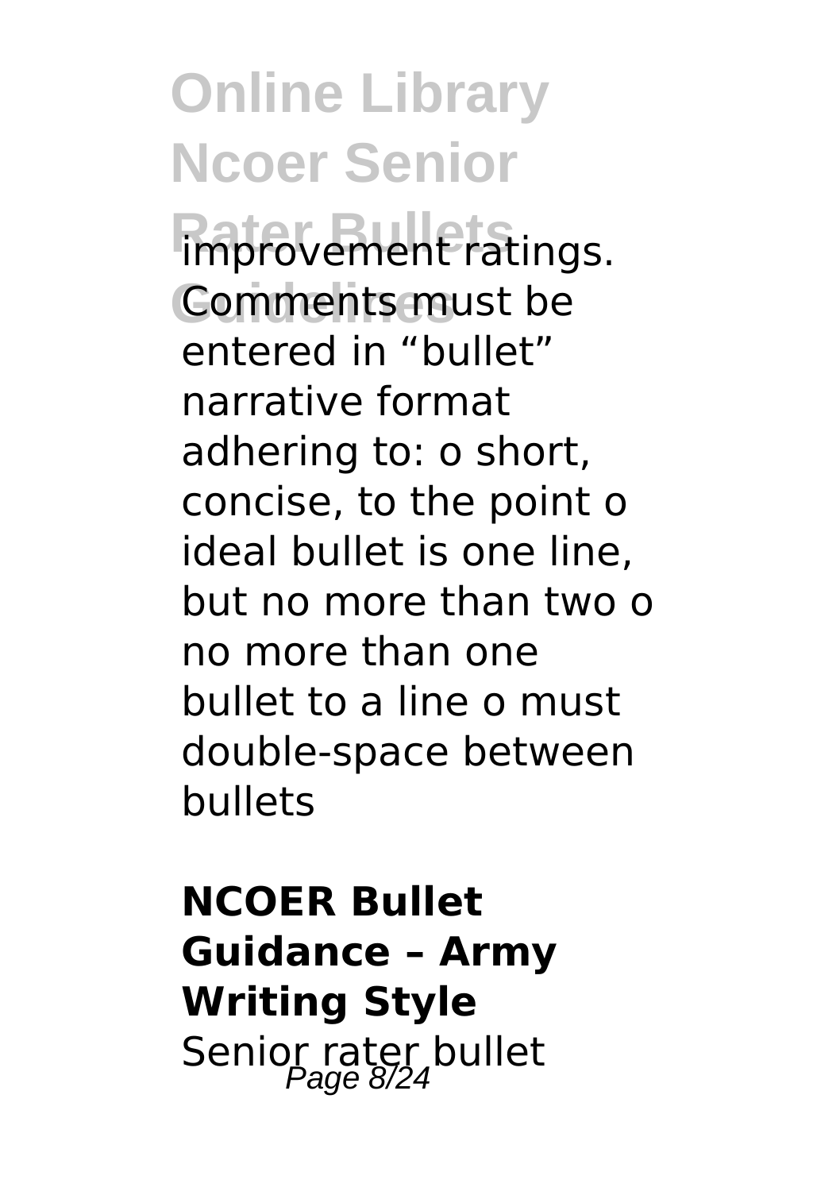improvement ratings. Comments must be entered in “bullet” narrative format adhering to: o short, concise, to the point o ideal bullet is one line, but no more than two o no more than one bullet to a line o must double-space between bullets

## NCOER Bullet Guidance – Army Writing Style

Senior rater bullet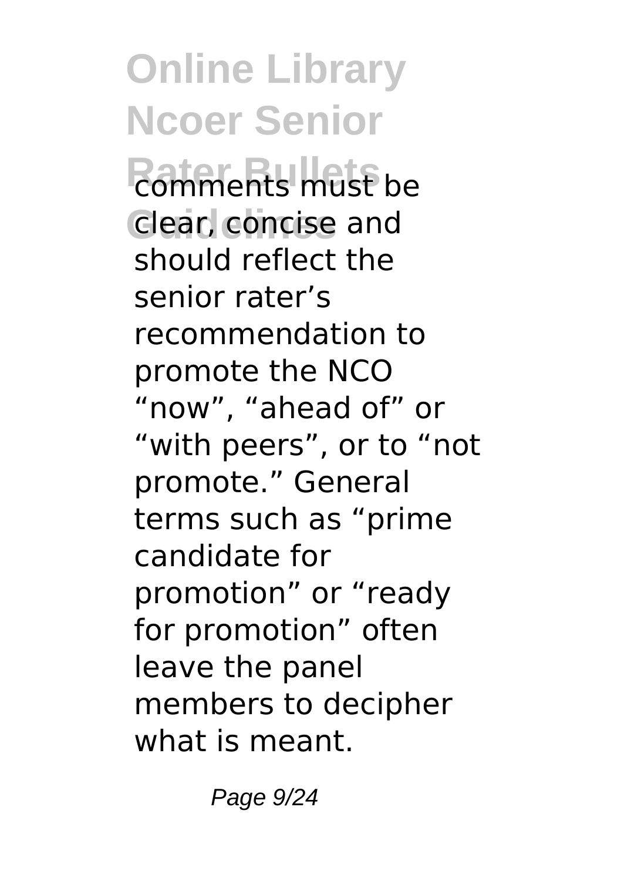comments must be clear, concise and should reflect the senior rater's recommendation to promote the NCO "now", "ahead of" or "with peers", or to "not promote." General terms such as "prime candidate for promotion" or "ready for promotion" often leave the panel members to decipher what is meant.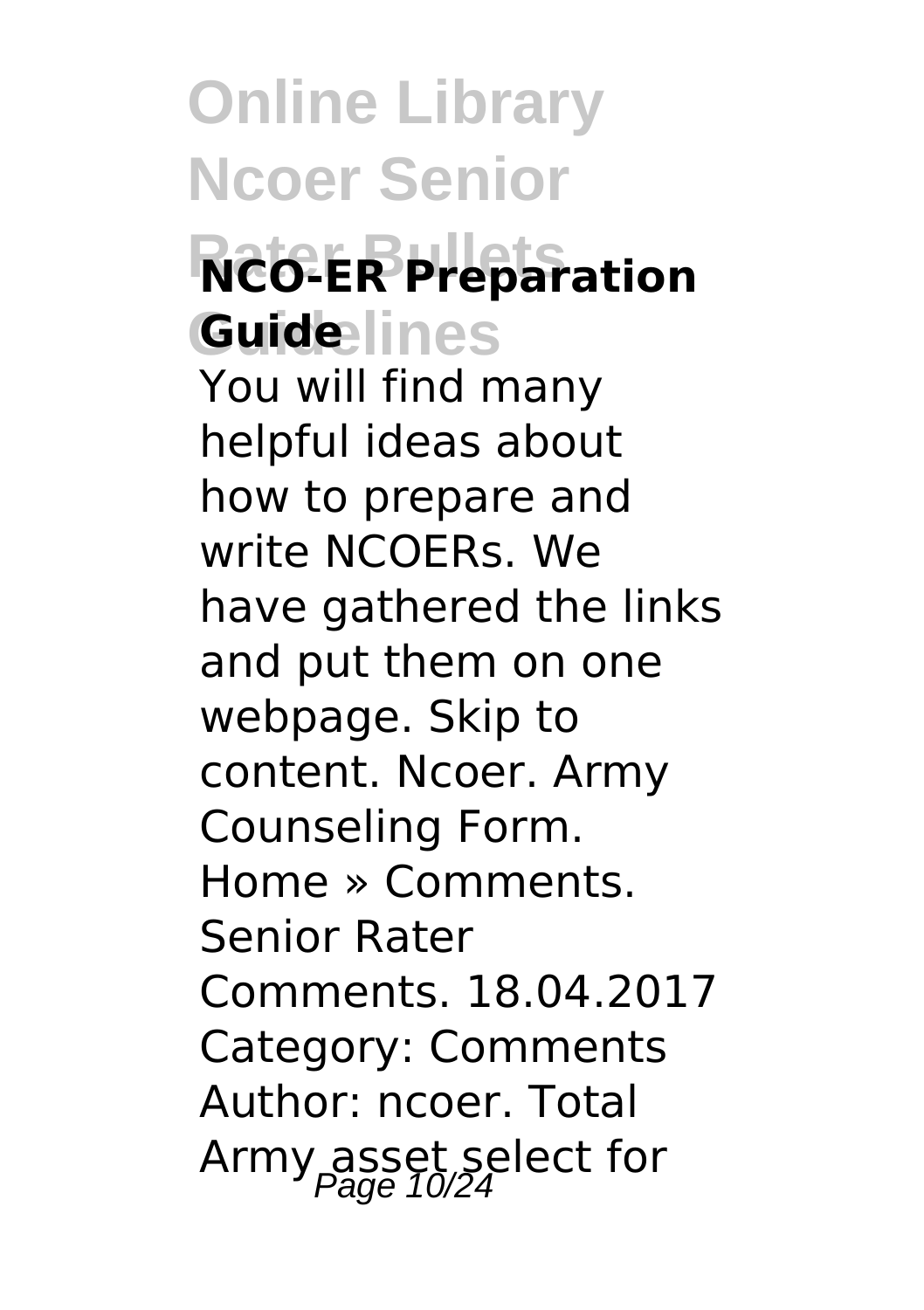## NCO-ER Preparation Guide

You will find many helpful ideas about how to prepare and write NCOERs. We have gathered the links and put them on one webpage. Skip to content. Ncoer. Army Counseling Form. Home » Comments. Senior Rater Comments. 18.04.2017 Category: Comments Author: ncoer. Total Army asset select for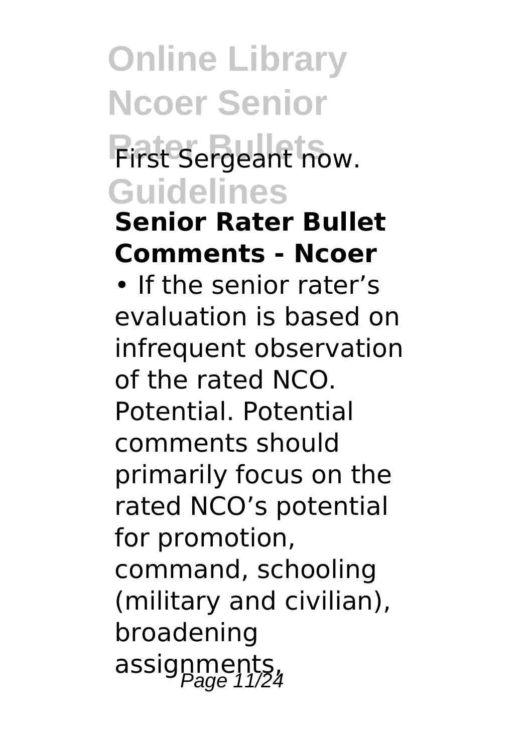First Sergeant now.

**Senior Rater Bullet Comments - Ncoer**

• If the senior rater's evaluation is based on infrequent observation of the rated NCO. Potential. Potential comments should primarily focus on the rated NCO's potential for promotion, command, schooling (military and civilian), broadening assignments,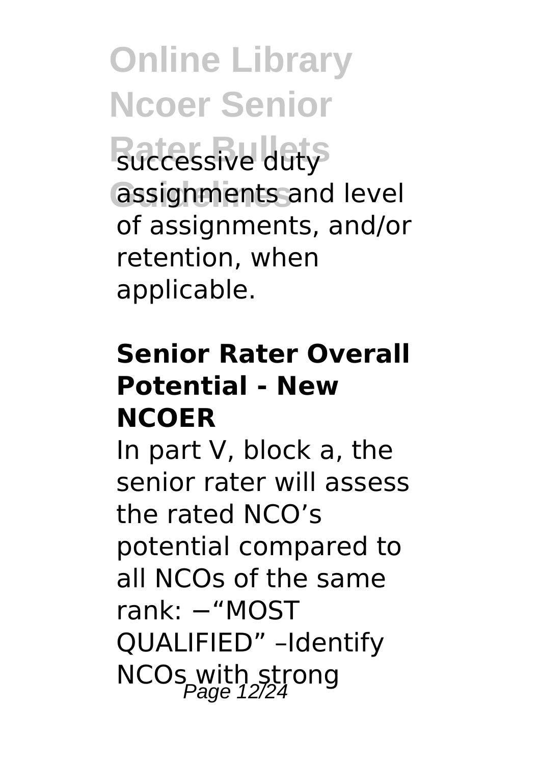successive duty assignments and level of assignments, and/or retention, when applicable.

### Senior Rater Overall Potential - New NCOER

In part V, block a, the senior rater will assess the rated NCO's potential compared to all NCOs of the same rank: −"MOST QUALIFIED" –Identify NCOs with strong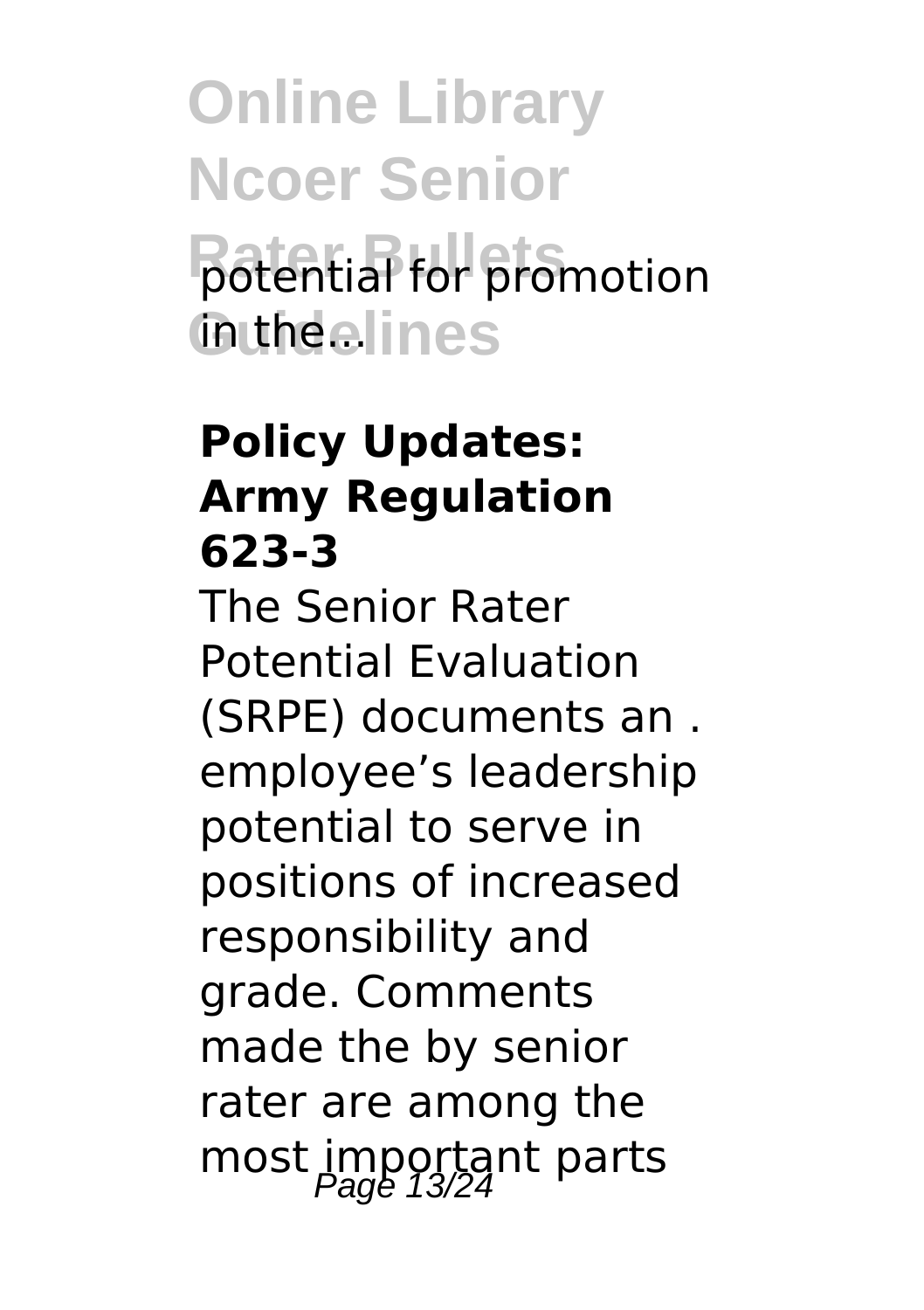potential for promotion in the ...

**Policy Updates: Army Regulation 623-3**

The Senior Rater Potential Evaluation (SRPE) documents an . employee's leadership potential to serve in positions of increased responsibility and grade. Comments made the by senior rater are among the most important parts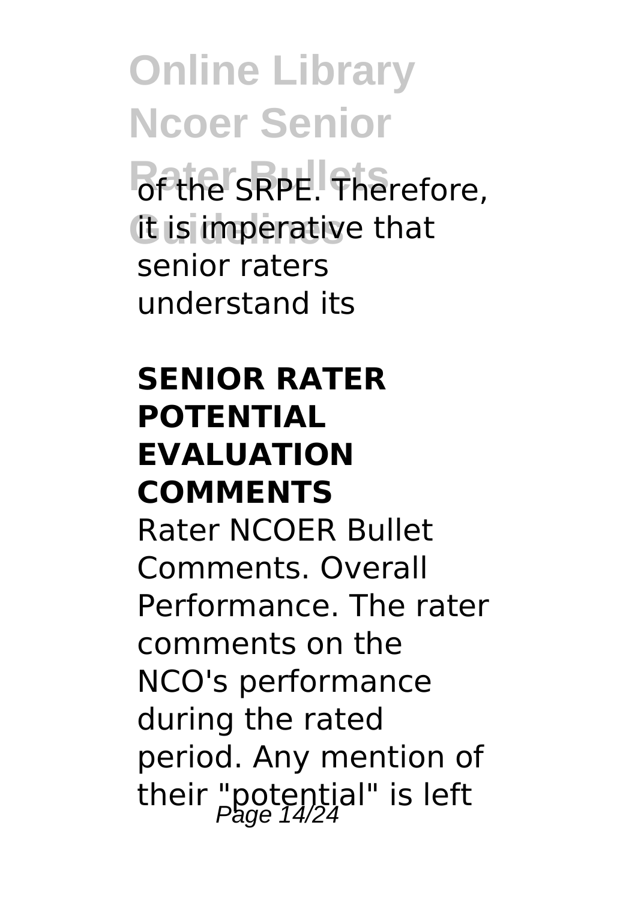of the SRPE. Therefore, it is imperative that senior raters understand its

**SENIOR RATER POTENTIAL EVALUATION COMMENTS**

Rater NCOER Bullet Comments. Overall Performance. The rater comments on the NCO's performance during the rated period. Any mention of their "potential" is left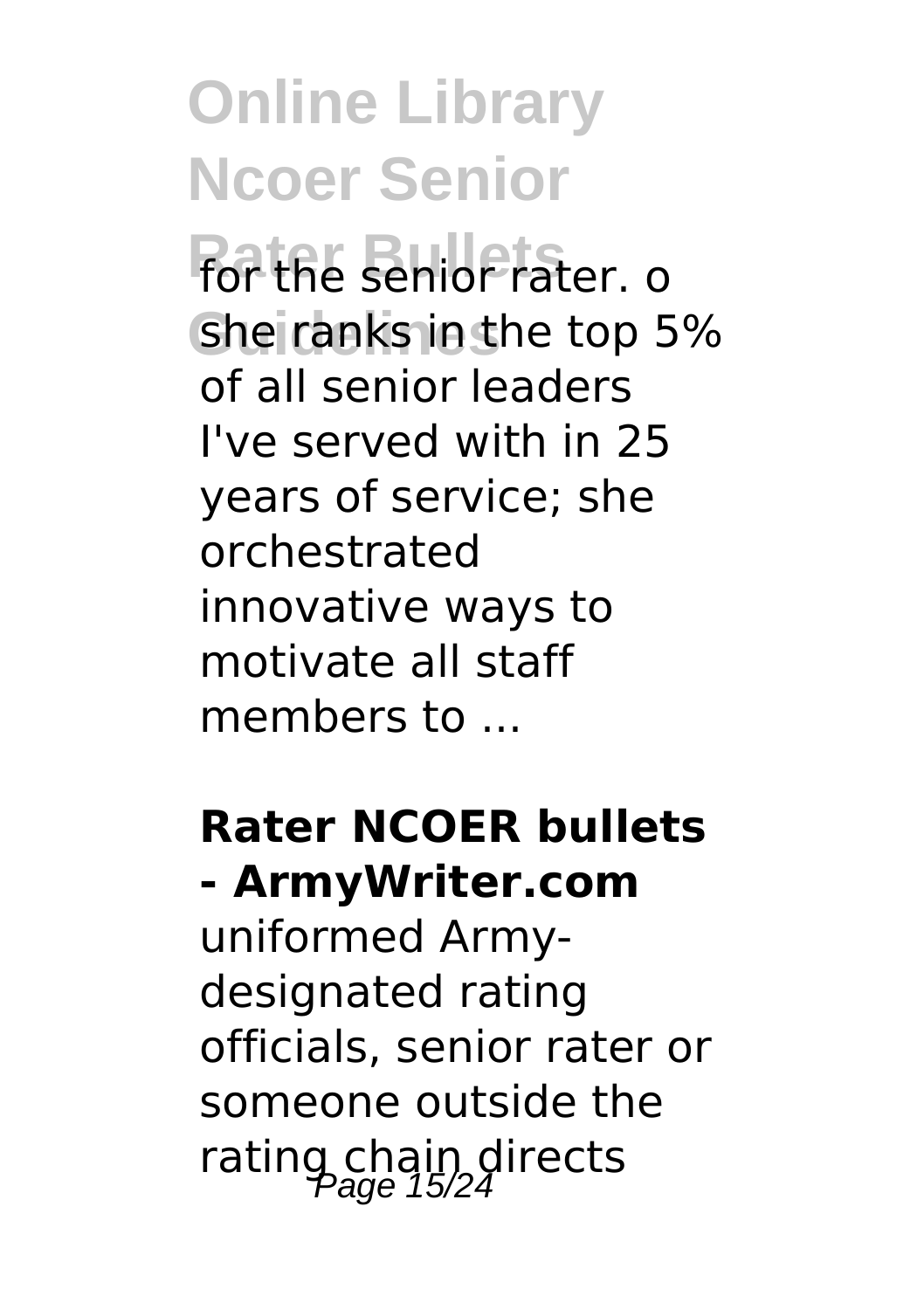for the senior rater. o she ranks in the top 5% of all senior leaders I've served with in 25 years of service; she orchestrated innovative ways to motivate all staff members to ...

**Rater NCOER bullets - ArmyWriter.com**

uniformed Army-designated rating officials, senior rater or someone outside the rating chain directs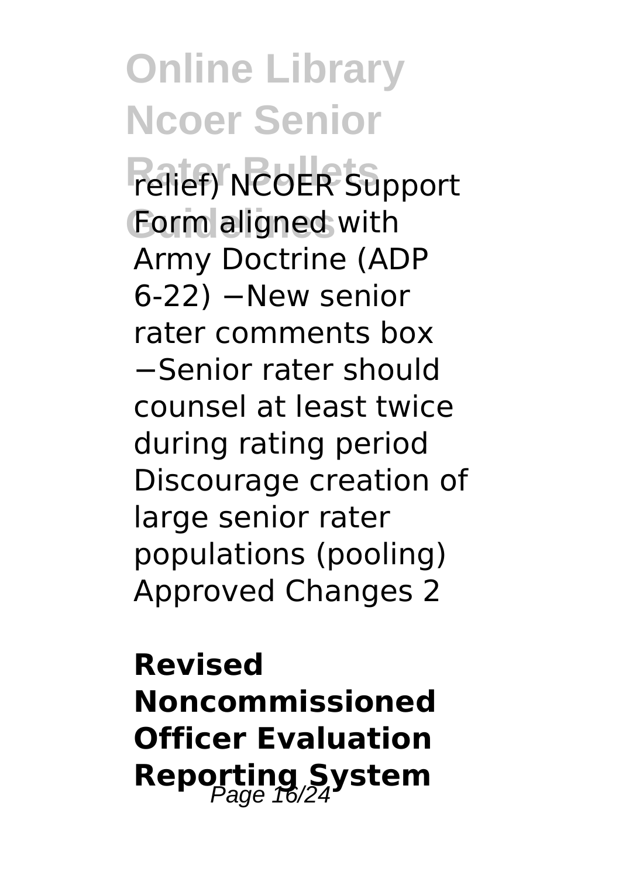relief) NCOER Support Form aligned with Army Doctrine (ADP 6-22) −New senior rater comments box −Senior rater should counsel at least twice during rating period Discourage creation of large senior rater populations (pooling) Approved Changes 2

## Revised Noncommissioned Officer Evaluation Reporting System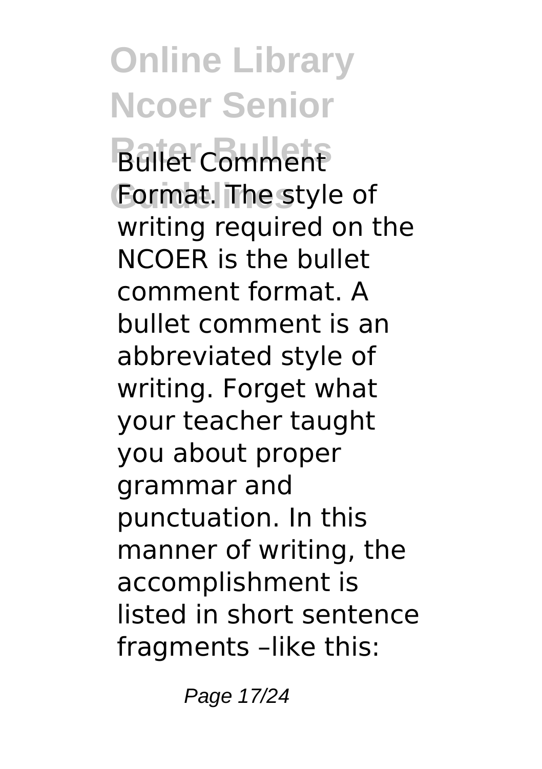Bullet Comment Format. The style of writing required on the NCOER is the bullet comment format. A bullet comment is an abbreviated style of writing. Forget what your teacher taught you about proper grammar and punctuation. In this manner of writing, the accomplishment is listed in short sentence fragments –like this: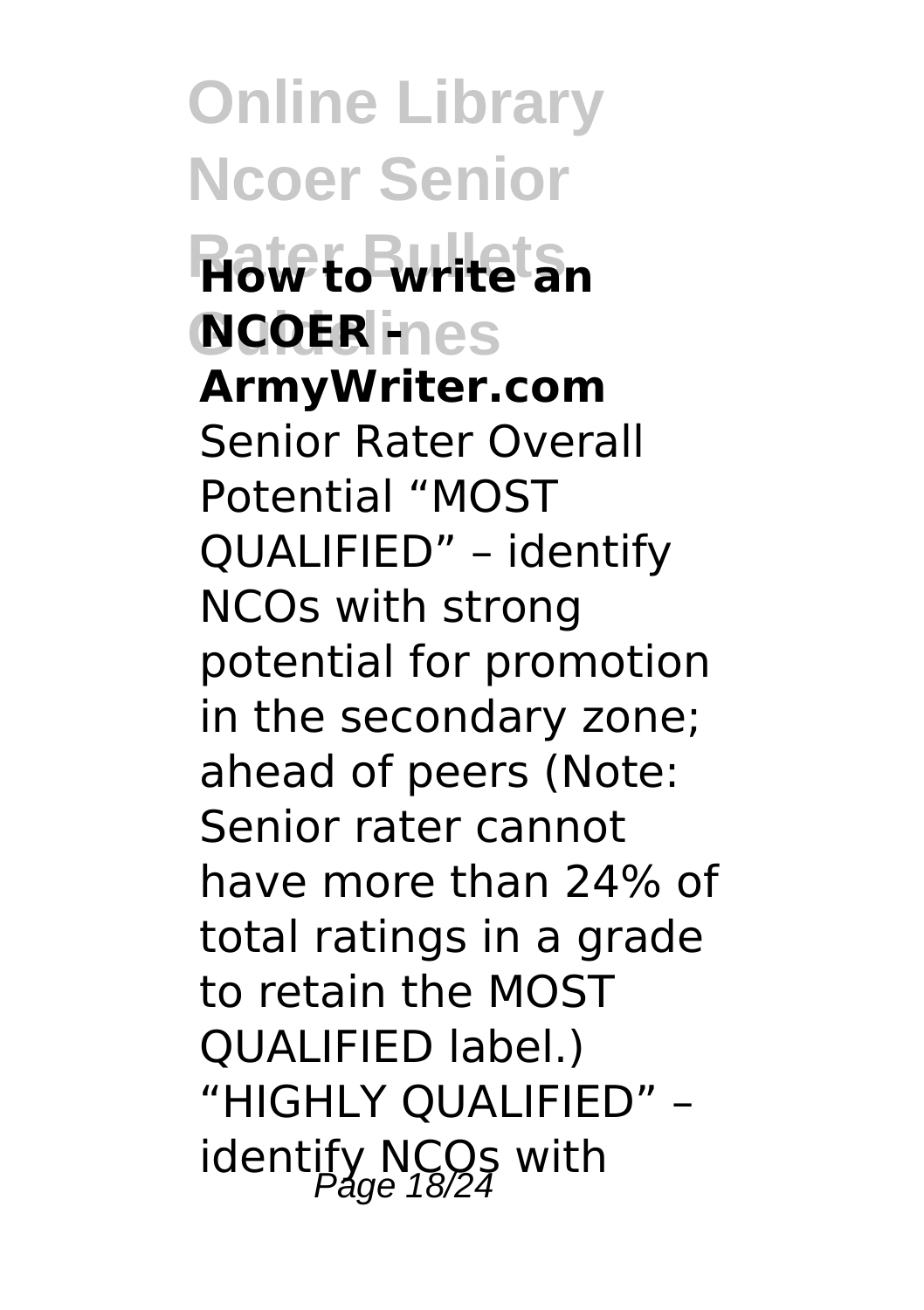**How to write an NCOER - ArmyWriter.com**

Senior Rater Overall Potential "MOST QUALIFIED" – identify NCOs with strong potential for promotion in the secondary zone; ahead of peers (Note: Senior rater cannot have more than 24% of total ratings in a grade to retain the MOST QUALIFIED label.) "HIGHLY QUALIFIED" – identify NCOs with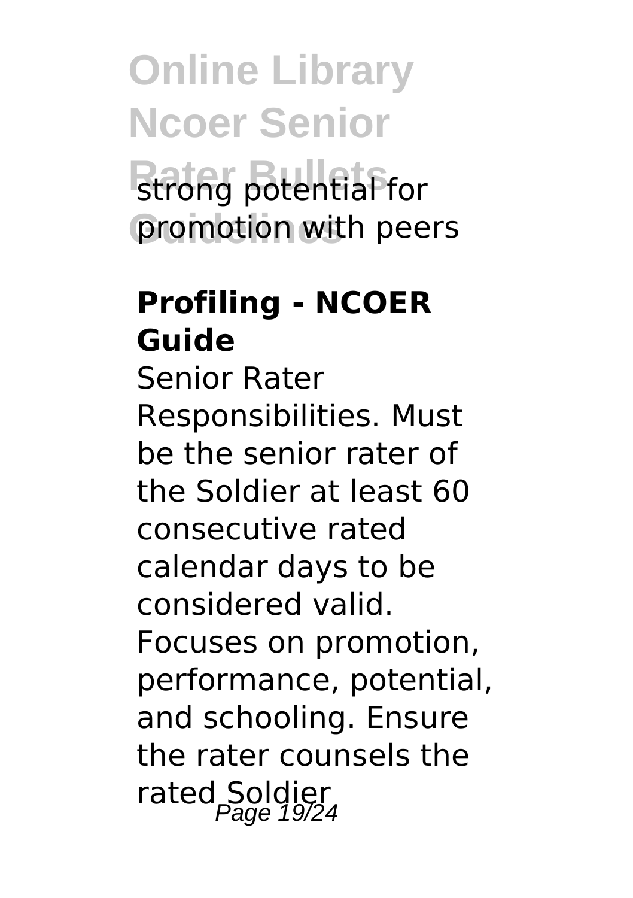strong potential for promotion with peers

## Profiling - NCOER Guide

Senior Rater Responsibilities. Must be the senior rater of the Soldier at least 60 consecutive rated calendar days to be considered valid. Focuses on promotion, performance, potential, and schooling. Ensure the rater counsels the rated Soldier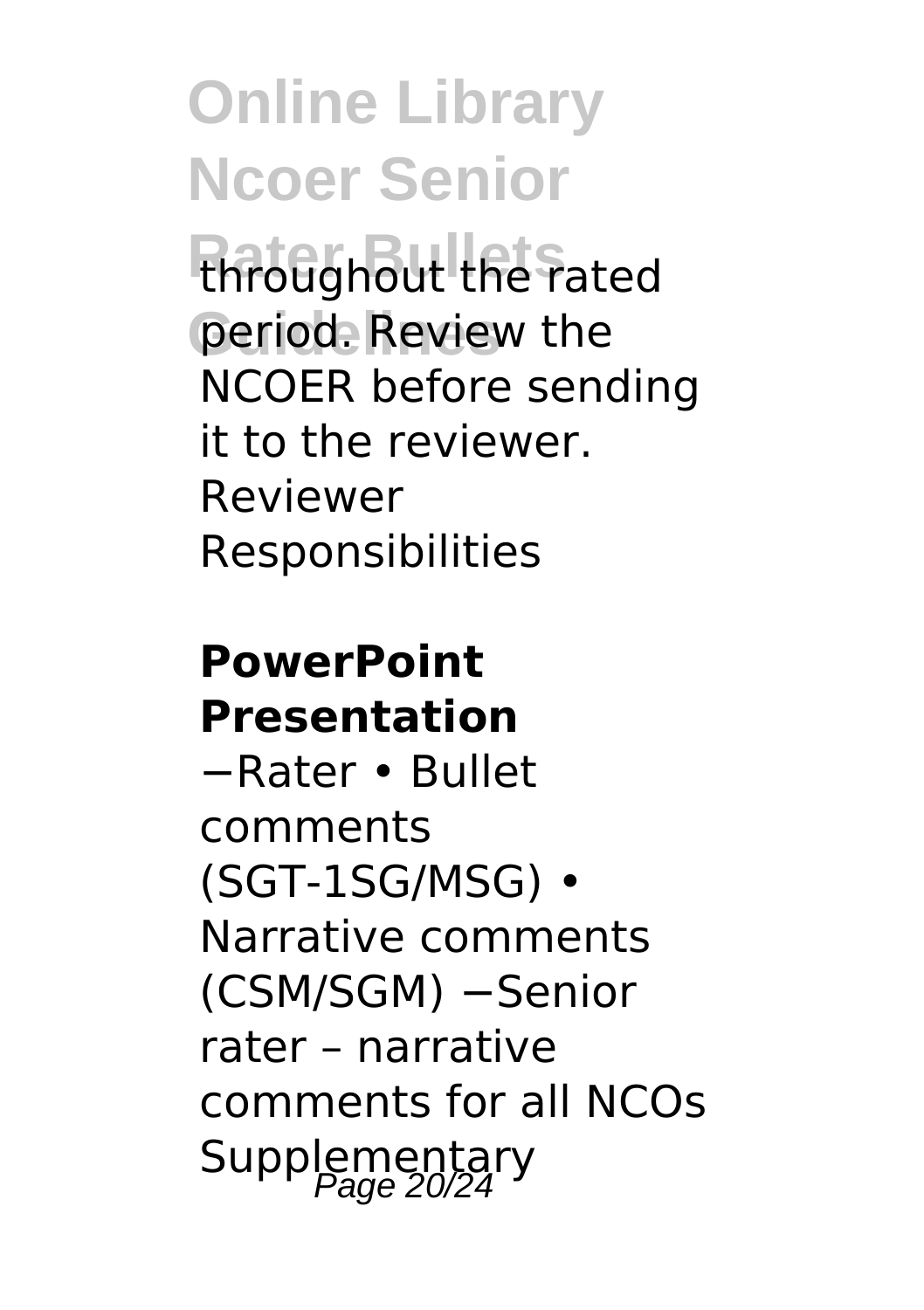throughout the rated period. Review the NCOER before sending it to the reviewer. Reviewer Responsibilities

**PowerPoint Presentation**

−Rater • Bullet comments (SGT-1SG/MSG) • Narrative comments (CSM/SGM) −Senior rater – narrative comments for all NCOs Supplementary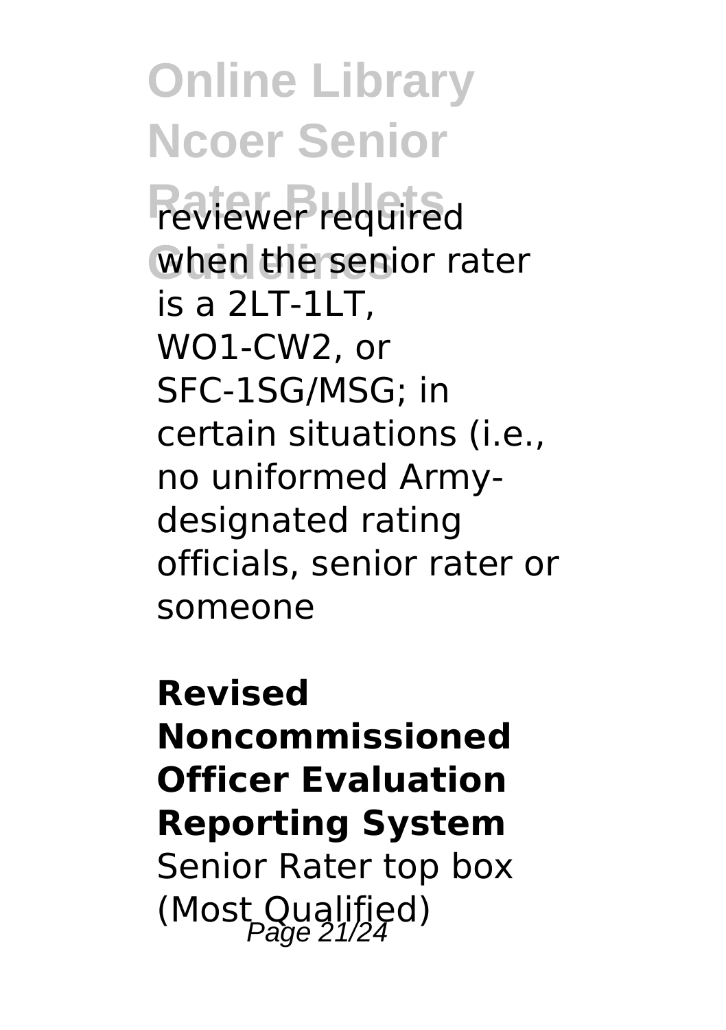reviewer required when the senior rater is a 2LT-1LT, WO1-CW2, or SFC-1SG/MSG; in certain situations (i.e., no uniformed Army-designated rating officials, senior rater or someone

**Revised Noncommissioned Officer Evaluation Reporting System**

Senior Rater top box (Most Qualified)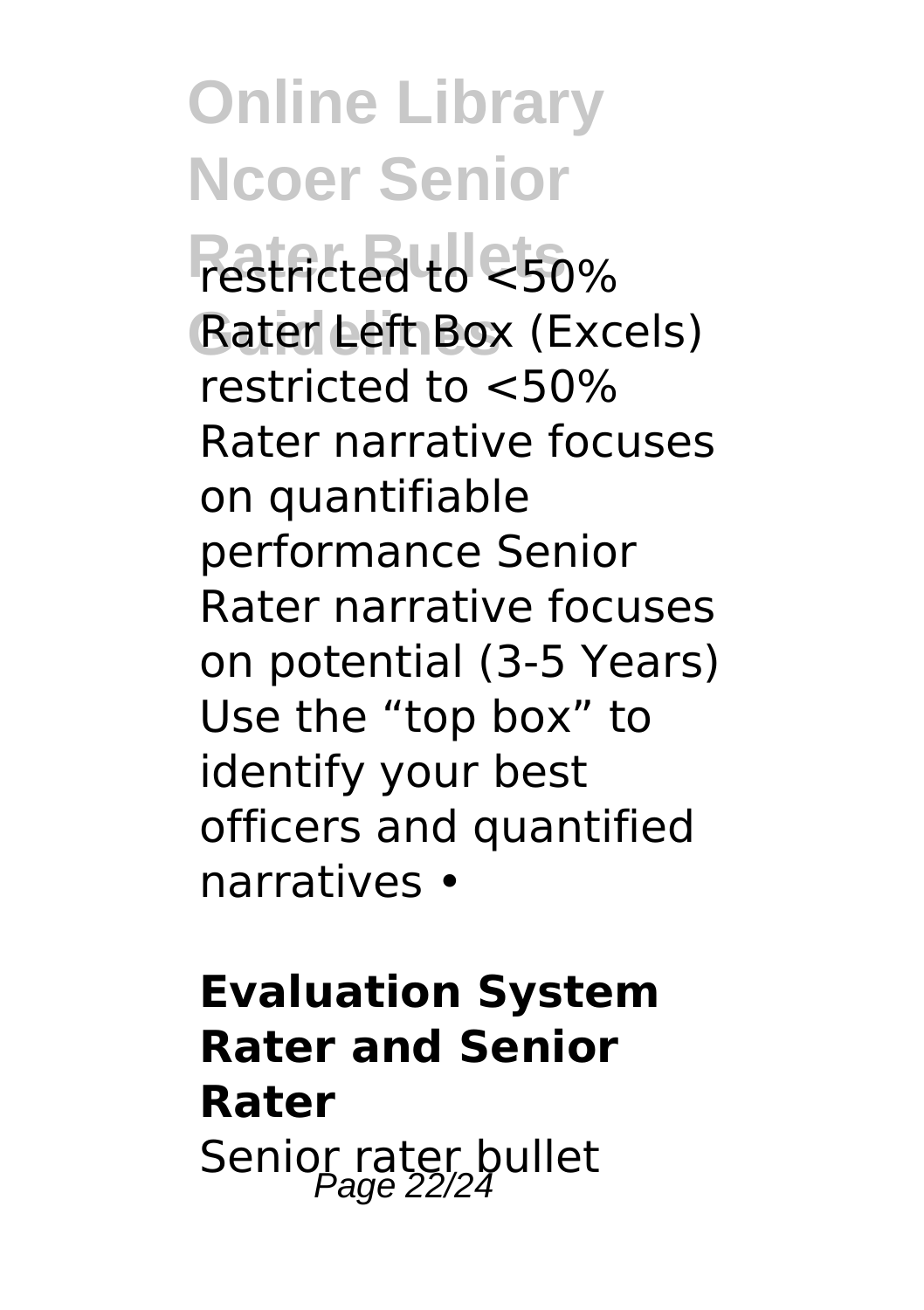restricted to <50% Rater Left Box (Excels) restricted to <50% Rater narrative focuses on quantifiable performance Senior Rater narrative focuses on potential (3-5 Years) Use the "top box" to identify your best officers and quantified narratives •

**Evaluation System Rater and Senior Rater**

Senior rater bullet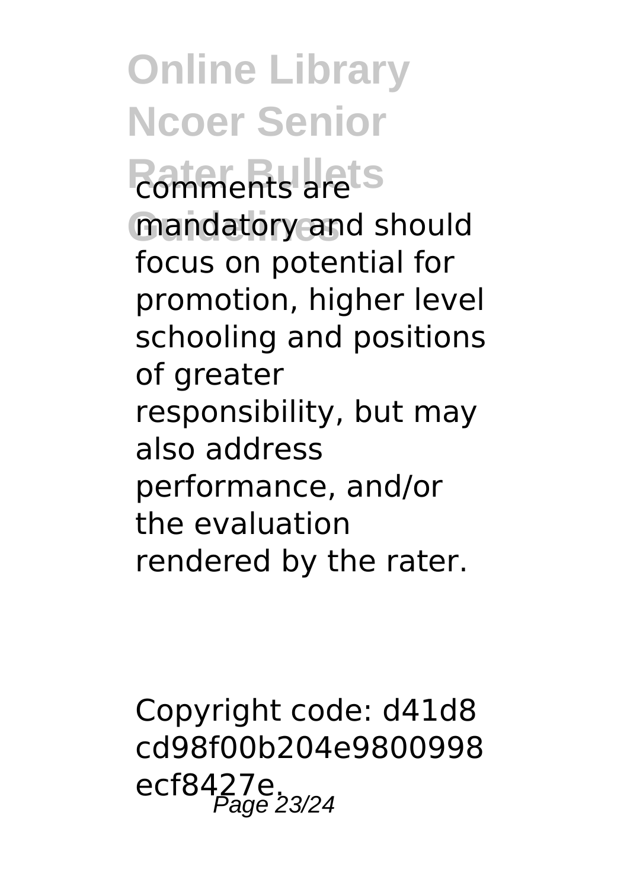comments are mandatory and should focus on potential for promotion, higher level schooling and positions of greater responsibility, but may also address performance, and/or the evaluation rendered by the rater.

Copyright code: d41d8cd98f00b204e9800998ecf8427e.